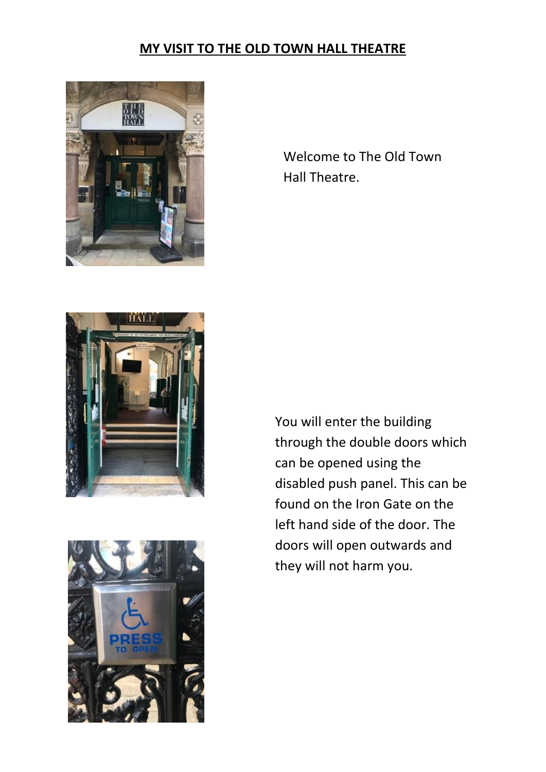**MY VISIT TO THE OLD TOWN HALL THEATRE**

Welcome to The Old Town Hall Theatre.

You will enter the building through the double doors which can be opened using the disabled push panel. This can be found on the Iron Gate on the left hand side of the door. The doors will open outwards and they will not harm you.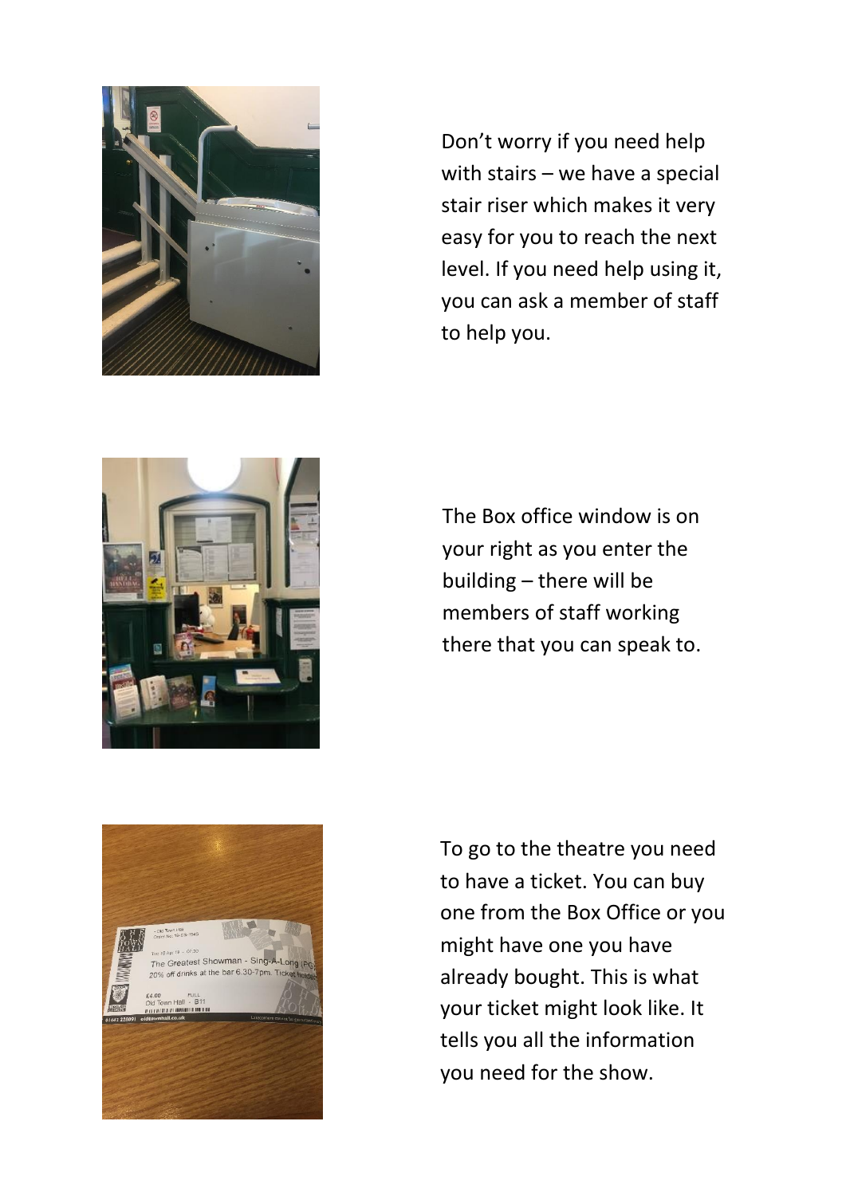Don't worry if you need help with stairs – we have a special stair riser which makes it very easy for you to reach the next level. If you need help using it, you can ask a member of staff to help you.

The Box office window is on your right as you enter the building – there will be members of staff working there that you can speak to.

To go to the theatre you need to have a ticket. You can buy one from the Box Office or you might have one you have already bought. This is what your ticket might look like. It tells you all the information you need for the show.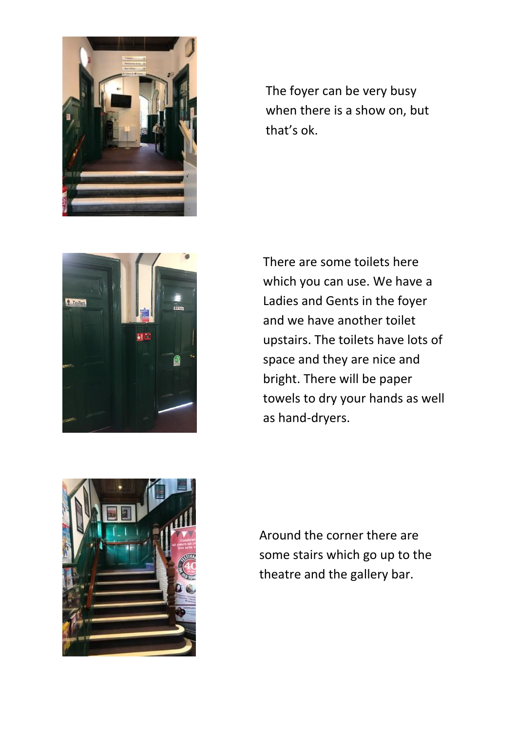The foyer can be very busy when there is a show on, but that's ok.

There are some toilets here which you can use. We have a Ladies and Gents in the foyer and we have another toilet upstairs. The toilets have lots of space and they are nice and bright. There will be paper towels to dry your hands as well as hand-dryers.

Around the corner there are some stairs which go up to the theatre and the gallery bar.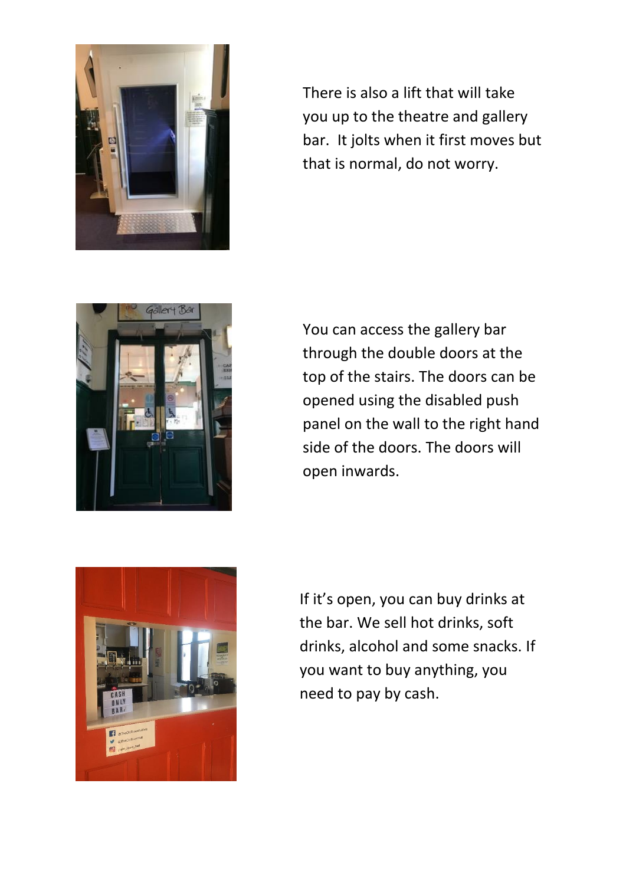There is also a lift that will take you up to the theatre and gallery bar.  It jolts when it first moves but that is normal, do not worry.

You can access the gallery bar through the double doors at the top of the stairs. The doors can be opened using the disabled push panel on the wall to the right hand side of the doors. The doors will open inwards.

If it's open, you can buy drinks at the bar. We sell hot drinks, soft drinks, alcohol and some snacks. If you want to buy anything, you need to pay by cash.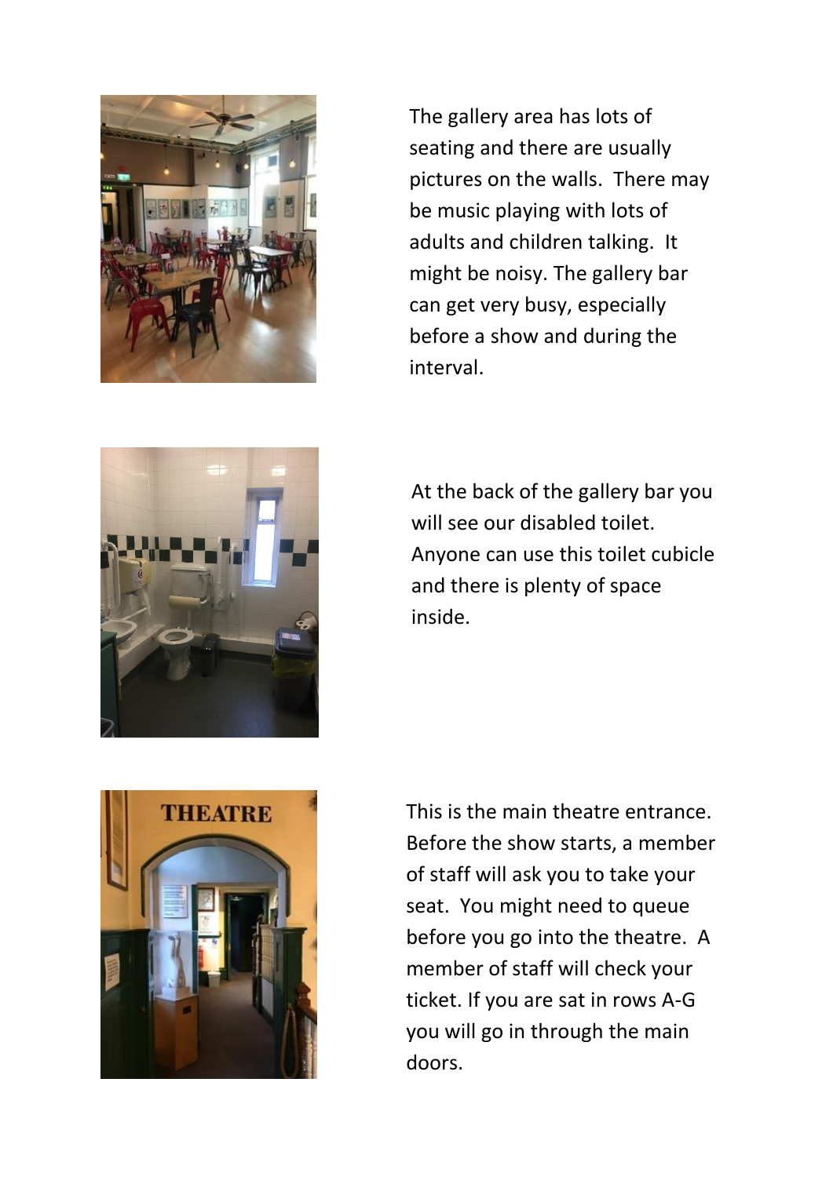The gallery area has lots of seating and there are usually pictures on the walls. There may be music playing with lots of adults and children talking. It might be noisy. The gallery bar can get very busy, especially before a show and during the interval.

At the back of the gallery bar you will see our disabled toilet. Anyone can use this toilet cubicle and there is plenty of space inside.

This is the main theatre entrance. Before the show starts, a member of staff will ask you to take your seat. You might need to queue before you go into the theatre. A member of staff will check your ticket. If you are sat in rows A-G you will go in through the main doors.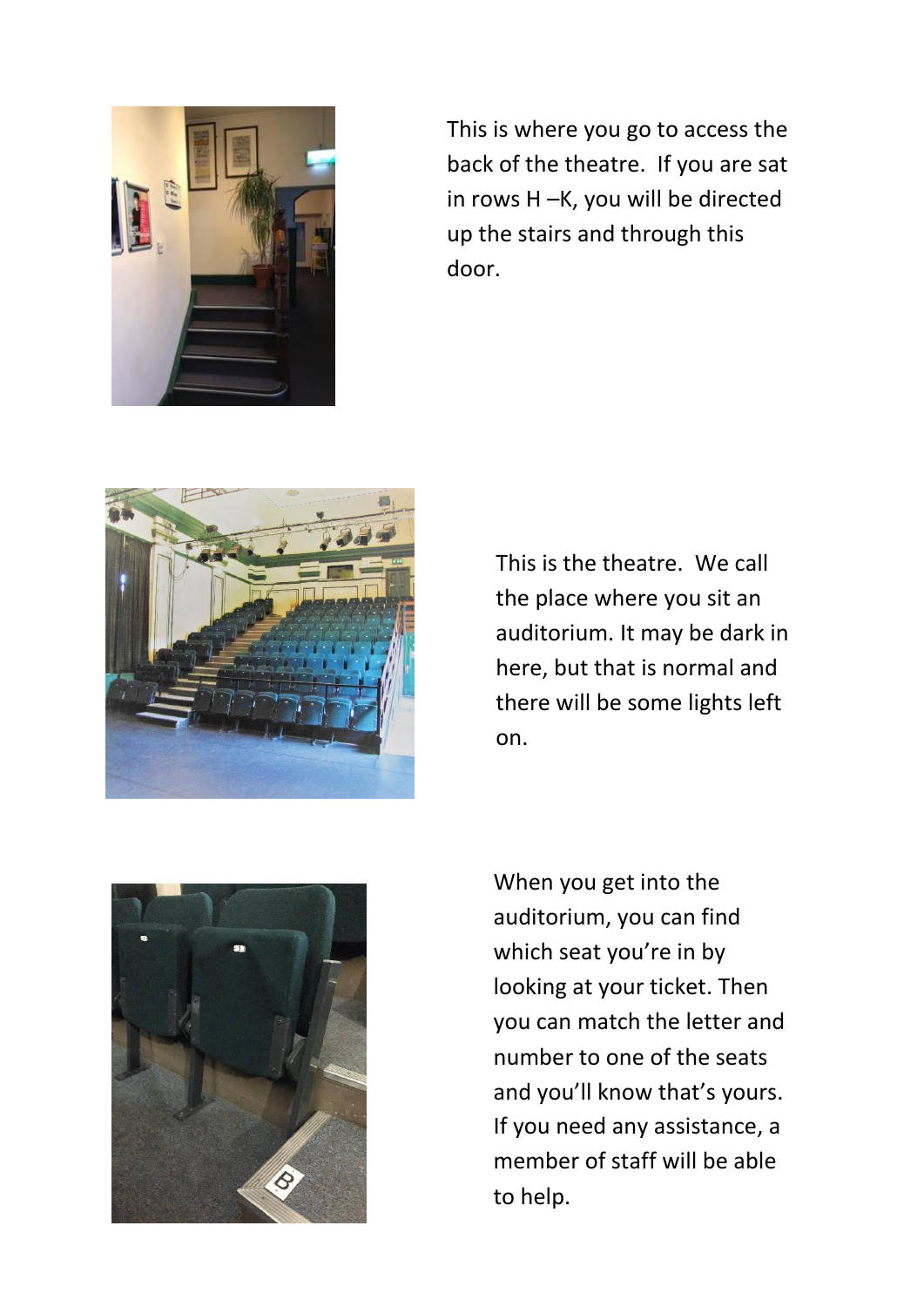This is where you go to access the back of the theatre. If you are sat in rows H –K, you will be directed up the stairs and through this door.

This is the theatre. We call the place where you sit an auditorium. It may be dark in here, but that is normal and there will be some lights left on.

When you get into the auditorium, you can find which seat you're in by looking at your ticket. Then you can match the letter and number to one of the seats and you'll know that's yours. If you need any assistance, a member of staff will be able to help.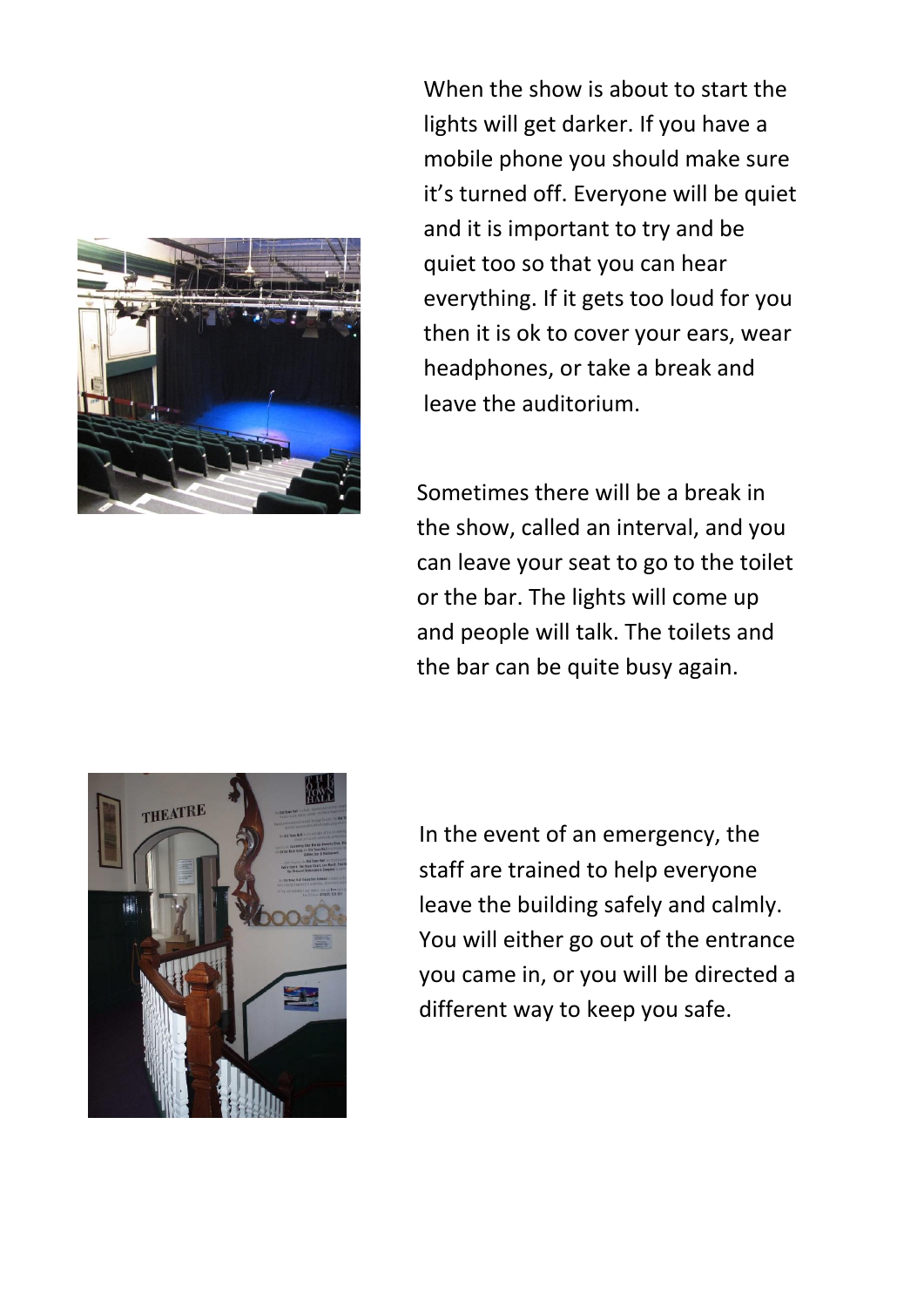When the show is about to start the lights will get darker. If you have a mobile phone you should make sure it's turned off. Everyone will be quiet and it is important to try and be quiet too so that you can hear everything. If it gets too loud for you then it is ok to cover your ears, wear headphones, or take a break and leave the auditorium.

Sometimes there will be a break in the show, called an interval, and you can leave your seat to go to the toilet or the bar. The lights will come up and people will talk. The toilets and the bar can be quite busy again.

In the event of an emergency, the staff are trained to help everyone leave the building safely and calmly. You will either go out of the entrance you came in, or you will be directed a different way to keep you safe.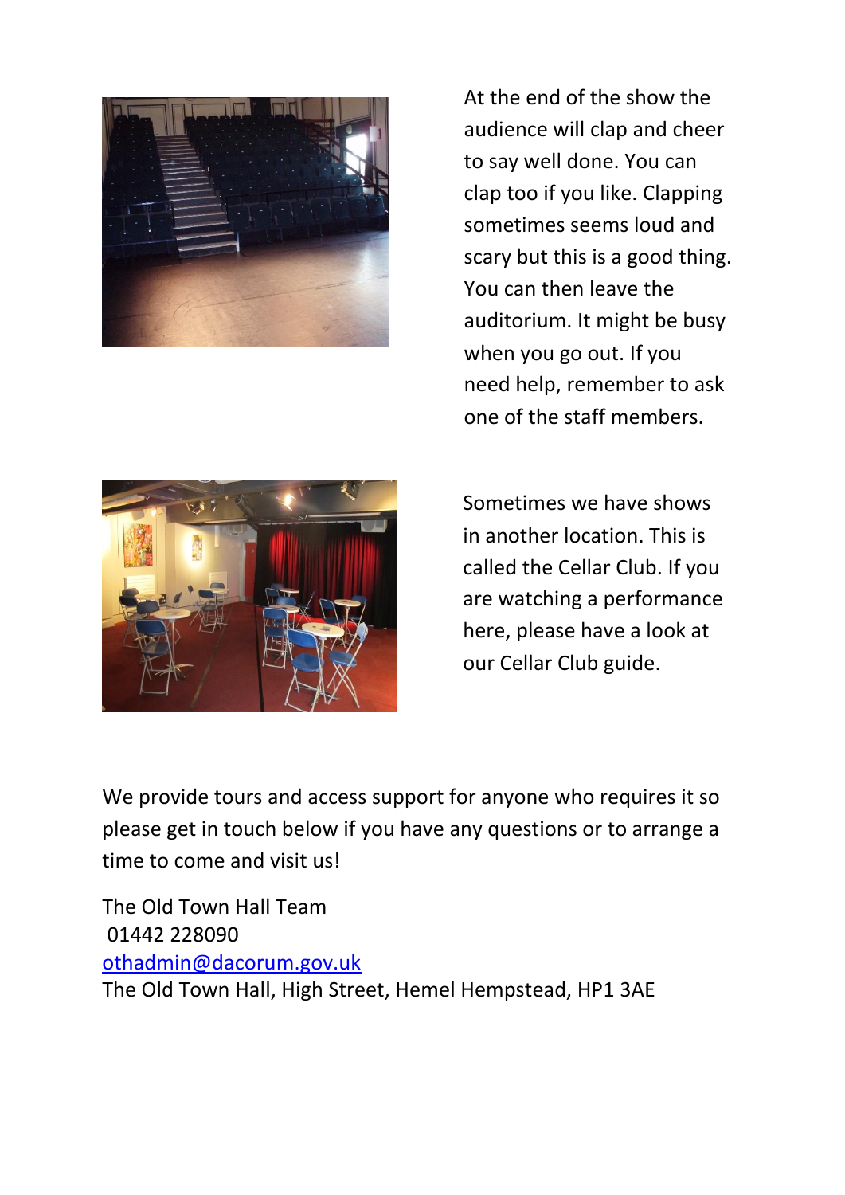At the end of the show the audience will clap and cheer to say well done. You can clap too if you like. Clapping sometimes seems loud and scary but this is a good thing. You can then leave the auditorium. It might be busy when you go out. If you need help, remember to ask one of the staff members.

Sometimes we have shows in another location. This is called the Cellar Club. If you are watching a performance here, please have a look at our Cellar Club guide.

We provide tours and access support for anyone who requires it so please get in touch below if you have any questions or to arrange a time to come and visit us!

The Old Town Hall Team  
01442 228090  
othadmin@dacorum.gov.uk  
The Old Town Hall, High Street, Hemel Hempstead, HP1 3AE